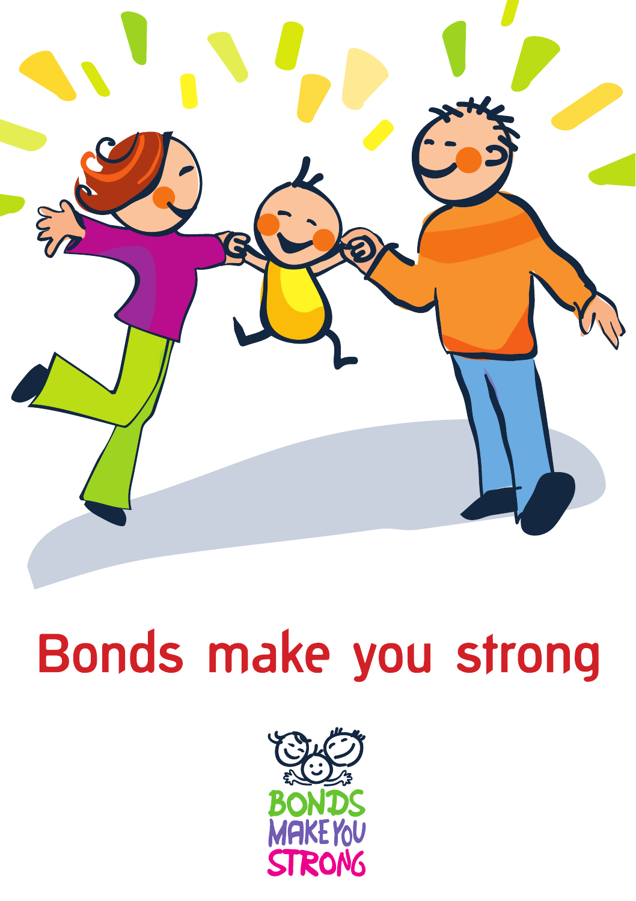# Bonds make you strong

BONDS MAKE YOU STRONG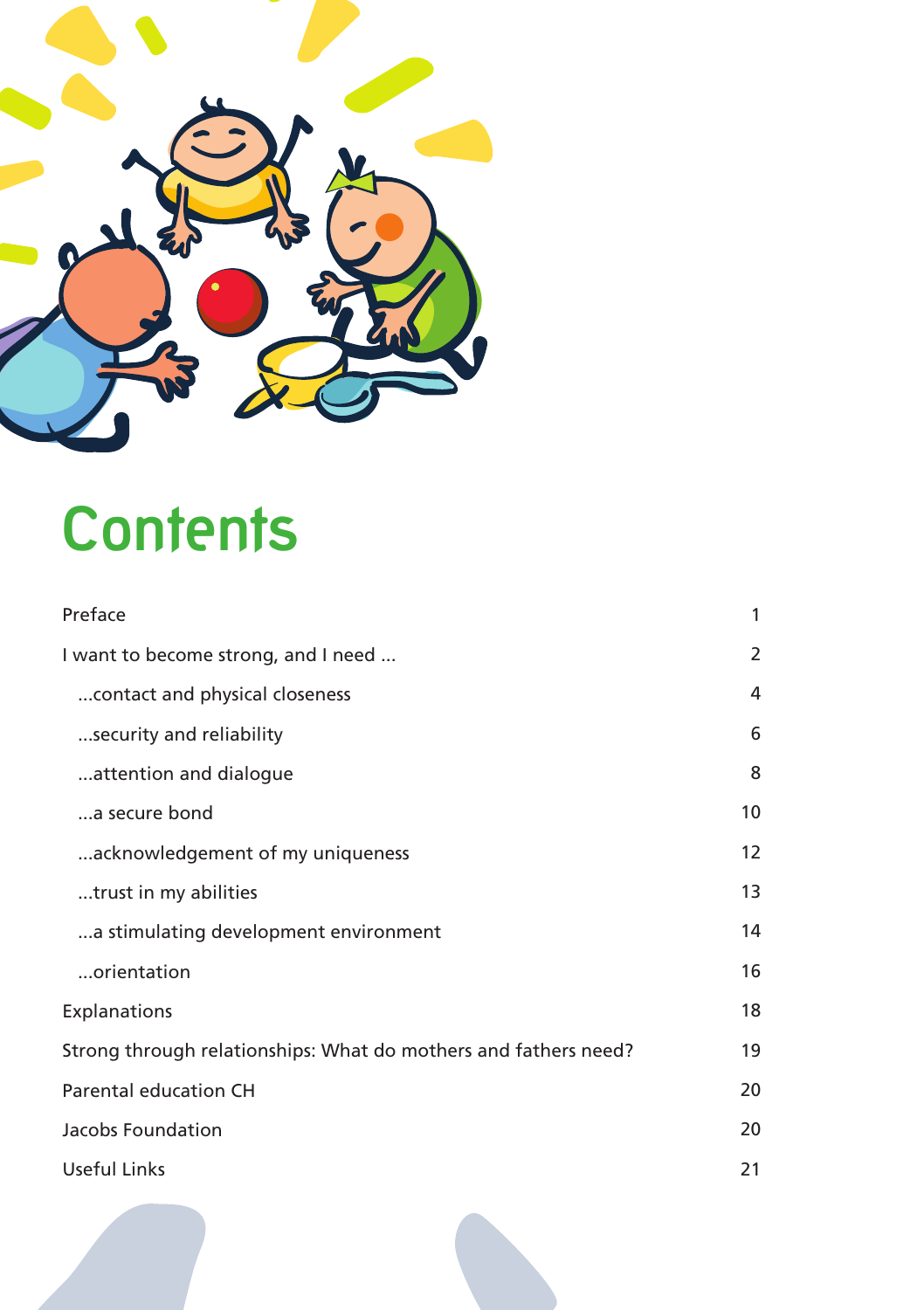# Contents

| | |
|---|---|
| Preface | 1 |
| I want to become strong, and I need ... | 2 |
| ...contact and physical closeness | 4 |
| ...security and reliability | 6 |
| ...attention and dialogue | 8 |
| ...a secure bond | 10 |
| ...acknowledgement of my uniqueness | 12 |
| ...trust in my abilities | 13 |
| ...a stimulating development environment | 14 |
| ...orientation | 16 |
| Explanations | 18 |
| Strong through relationships: What do mothers and fathers need? | 19 |
| Parental education CH | 20 |
| Jacobs Foundation | 20 |
| Useful Links | 21 |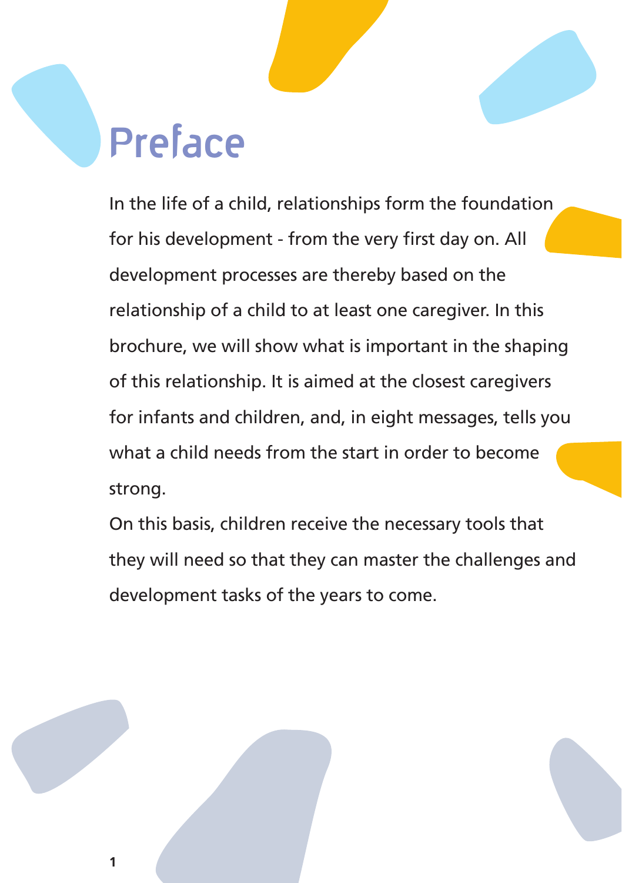# Preface

In the life of a child, relationships form the foundation for his development - from the very first day on. All development processes are thereby based on the relationship of a child to at least one caregiver. In this brochure, we will show what is important in the shaping of this relationship. It is aimed at the closest caregivers for infants and children, and, in eight messages, tells you what a child needs from the start in order to become strong.

On this basis, children receive the necessary tools that they will need so that they can master the challenges and development tasks of the years to come.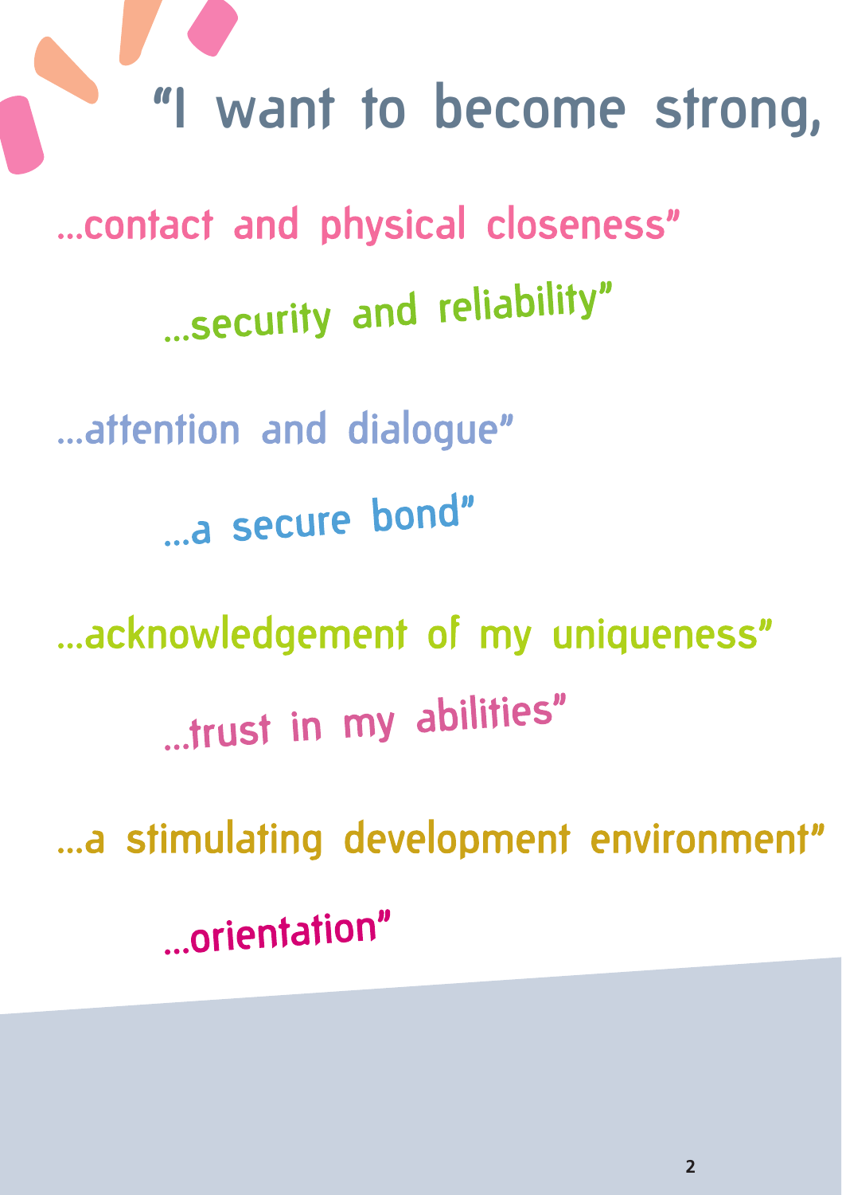# "I want to become strong,

...contact and physical closeness"

...security and reliability"

...attention and dialogue"

...a secure bond"

...acknowledgement of my uniqueness"

...trust in my abilities"

...a stimulating development environment"

...orientation"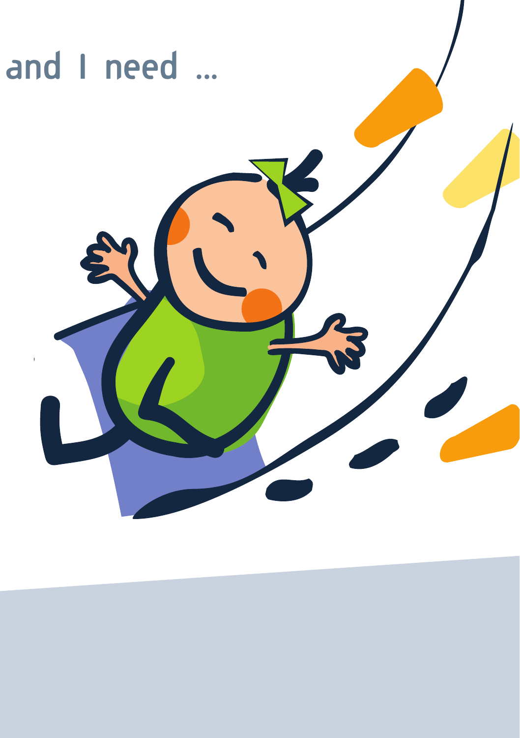and I need ...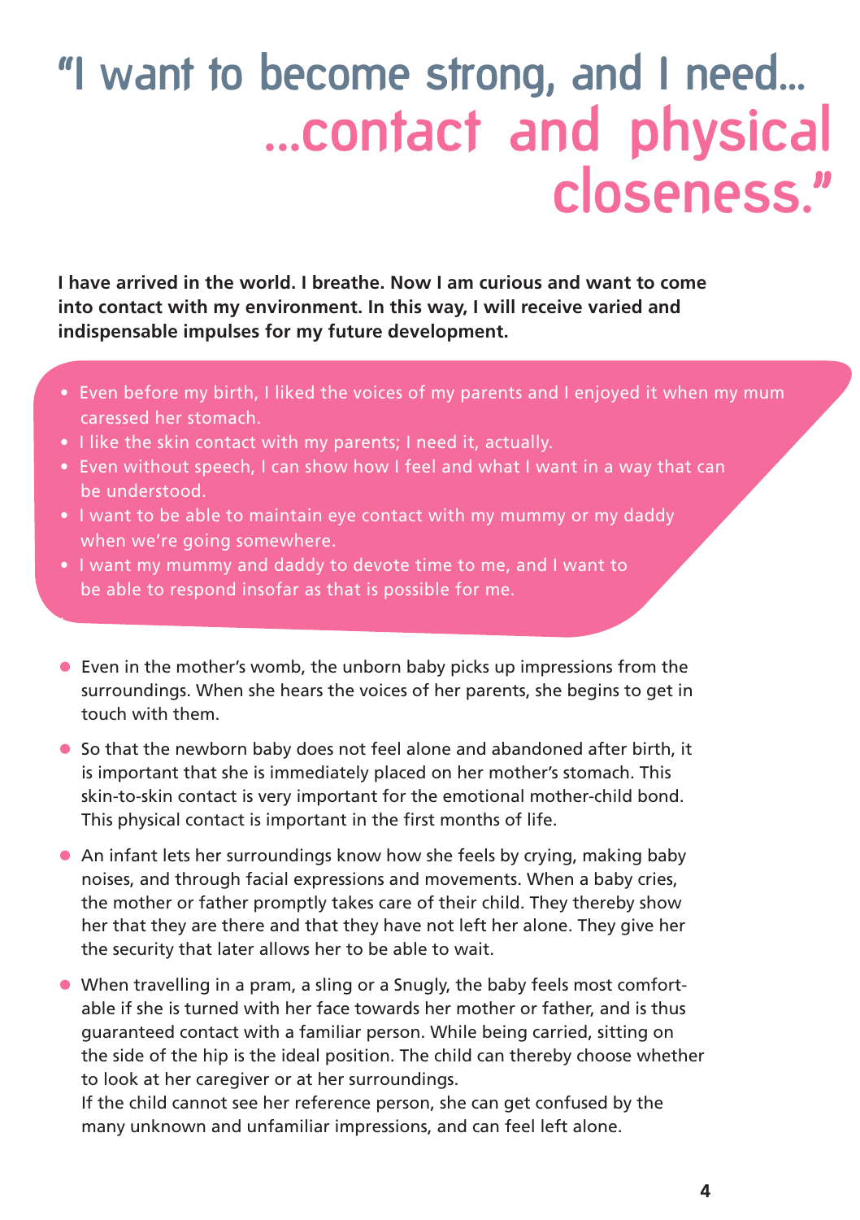# "I want to become strong, and I need… …contact and physical closeness."

**I have arrived in the world. I breathe. Now I am curious and want to come into contact with my environment. In this way, I will receive varied and indispensable impulses for my future development.**

- Even before my birth, I liked the voices of my parents and I enjoyed it when my mum caressed her stomach.
- I like the skin contact with my parents; I need it, actually.
- Even without speech, I can show how I feel and what I want in a way that can be understood.
- I want to be able to maintain eye contact with my mummy or my daddy when we're going somewhere.
- I want my mummy and daddy to devote time to me, and I want to be able to respond insofar as that is possible for me.

- Even in the mother's womb, the unborn baby picks up impressions from the surroundings. When she hears the voices of her parents, she begins to get in touch with them.
- So that the newborn baby does not feel alone and abandoned after birth, it is important that she is immediately placed on her mother's stomach. This skin-to-skin contact is very important for the emotional mother-child bond. This physical contact is important in the first months of life.
- An infant lets her surroundings know how she feels by crying, making baby noises, and through facial expressions and movements. When a baby cries, the mother or father promptly takes care of their child. They thereby show her that they are there and that they have not left her alone. They give her the security that later allows her to be able to wait.
- When travelling in a pram, a sling or a Snugly, the baby feels most comfortable if she is turned with her face towards her mother or father, and is thus guaranteed contact with a familiar person. While being carried, sitting on the side of the hip is the ideal position. The child can thereby choose whether to look at her caregiver or at her surroundings.
  If the child cannot see her reference person, she can get confused by the many unknown and unfamiliar impressions, and can feel left alone.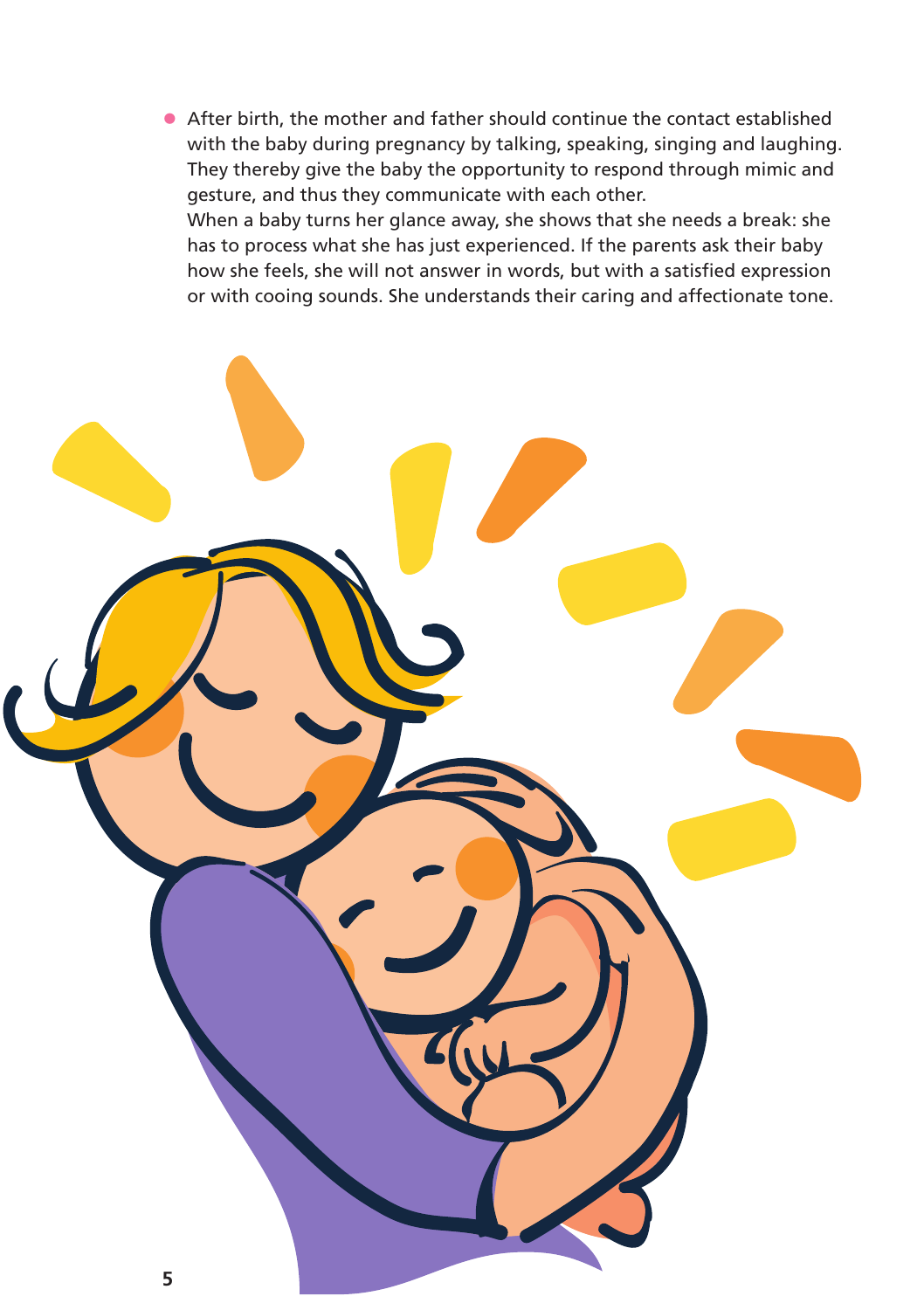- After birth, the mother and father should continue the contact established with the baby during pregnancy by talking, speaking, singing and laughing. They thereby give the baby the opportunity to respond through mimic and gesture, and thus they communicate with each other.
  When a baby turns her glance away, she shows that she needs a break: she has to process what she has just experienced. If the parents ask their baby how she feels, she will not answer in words, but with a satisfied expression or with cooing sounds. She understands their caring and affectionate tone.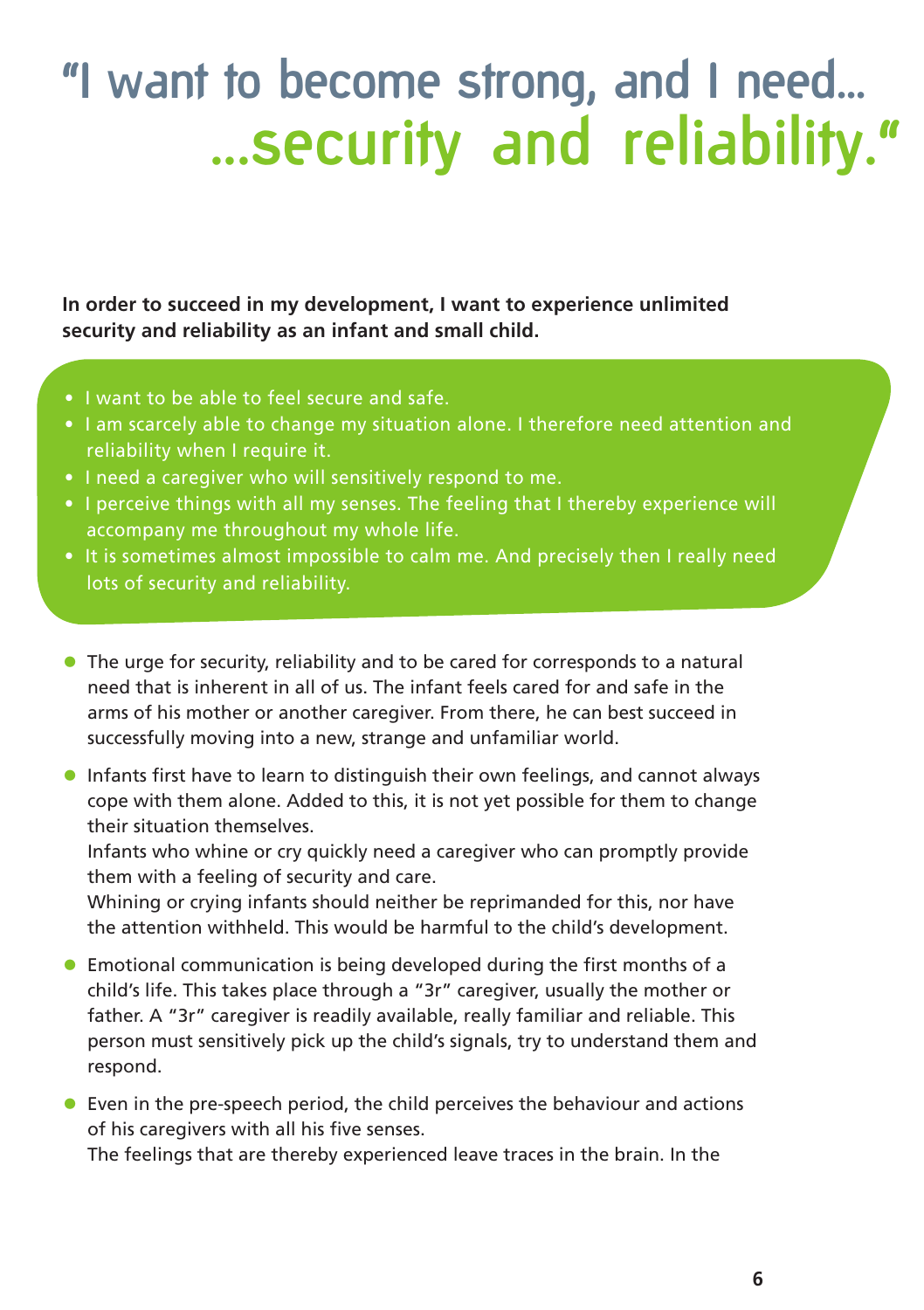# "I want to become strong, and I need... ...security and reliability."

**In order to succeed in my development, I want to experience unlimited security and reliability as an infant and small child.**

- I want to be able to feel secure and safe.
- I am scarcely able to change my situation alone. I therefore need attention and reliability when I require it.
- I need a caregiver who will sensitively respond to me.
- I perceive things with all my senses. The feeling that I thereby experience will accompany me throughout my whole life.
- It is sometimes almost impossible to calm me. And precisely then I really need lots of security and reliability.

- The urge for security, reliability and to be cared for corresponds to a natural need that is inherent in all of us. The infant feels cared for and safe in the arms of his mother or another caregiver. From there, he can best succeed in successfully moving into a new, strange and unfamiliar world.
- Infants first have to learn to distinguish their own feelings, and cannot always cope with them alone. Added to this, it is not yet possible for them to change their situation themselves.
  Infants who whine or cry quickly need a caregiver who can promptly provide them with a feeling of security and care.
  Whining or crying infants should neither be reprimanded for this, nor have the attention withheld. This would be harmful to the child's development.
- Emotional communication is being developed during the first months of a child's life. This takes place through a "3r" caregiver, usually the mother or father. A "3r" caregiver is readily available, really familiar and reliable. This person must sensitively pick up the child's signals, try to understand them and respond.
- Even in the pre-speech period, the child perceives the behaviour and actions of his caregivers with all his five senses.
  The feelings that are thereby experienced leave traces in the brain. In the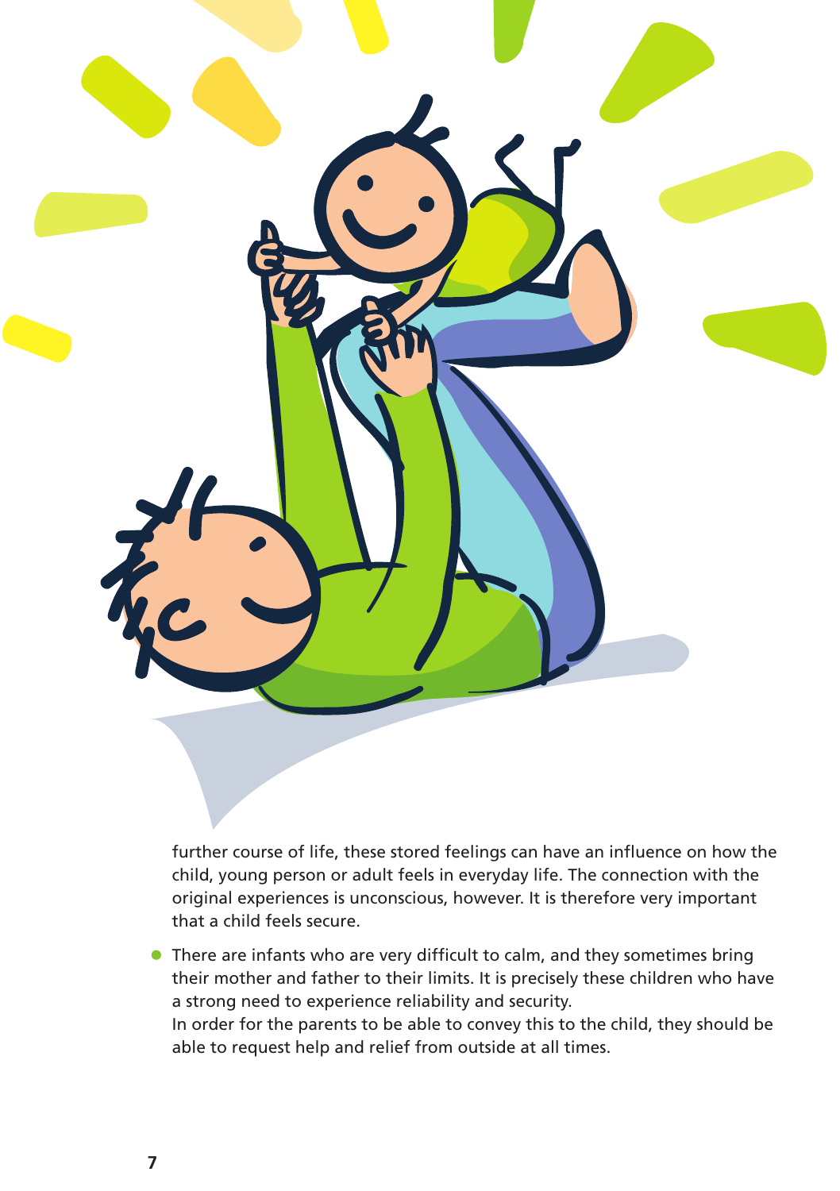further course of life, these stored feelings can have an influence on how the child, young person or adult feels in everyday life. The connection with the original experiences is unconscious, however. It is therefore very important that a child feels secure.

- There are infants who are very difficult to calm, and they sometimes bring their mother and father to their limits. It is precisely these children who have a strong need to experience reliability and security.
  In order for the parents to be able to convey this to the child, they should be able to request help and relief from outside at all times.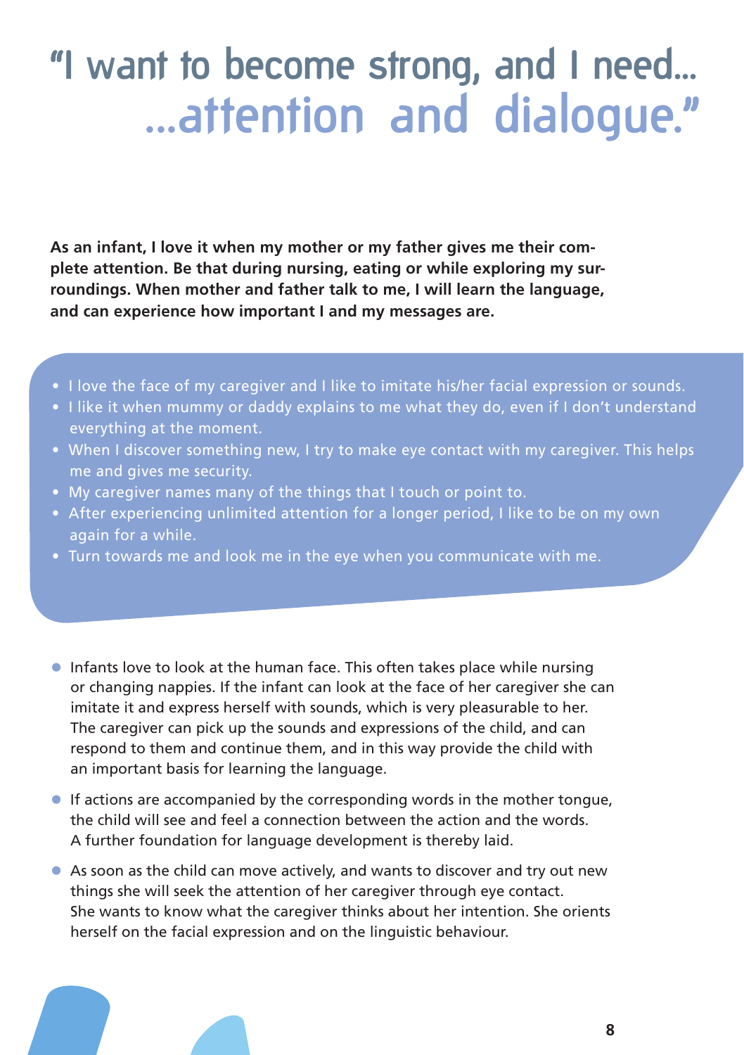# "I want to become strong, and I need... ...attention and dialogue."

**As an infant, I love it when my mother or my father gives me their complete attention. Be that during nursing, eating or while exploring my surroundings. When mother and father talk to me, I will learn the language, and can experience how important I and my messages are.**

- I love the face of my caregiver and I like to imitate his/her facial expression or sounds.
- I like it when mummy or daddy explains to me what they do, even if I don't understand everything at the moment.
- When I discover something new, I try to make eye contact with my caregiver. This helps me and gives me security.
- My caregiver names many of the things that I touch or point to.
- After experiencing unlimited attention for a longer period, I like to be on my own again for a while.
- Turn towards me and look me in the eye when you communicate with me.

- Infants love to look at the human face. This often takes place while nursing or changing nappies. If the infant can look at the face of her caregiver she can imitate it and express herself with sounds, which is very pleasurable to her. The caregiver can pick up the sounds and expressions of the child, and can respond to them and continue them, and in this way provide the child with an important basis for learning the language.
- If actions are accompanied by the corresponding words in the mother tongue, the child will see and feel a connection between the action and the words. A further foundation for language development is thereby laid.
- As soon as the child can move actively, and wants to discover and try out new things she will seek the attention of her caregiver through eye contact. She wants to know what the caregiver thinks about her intention. She orients herself on the facial expression and on the linguistic behaviour.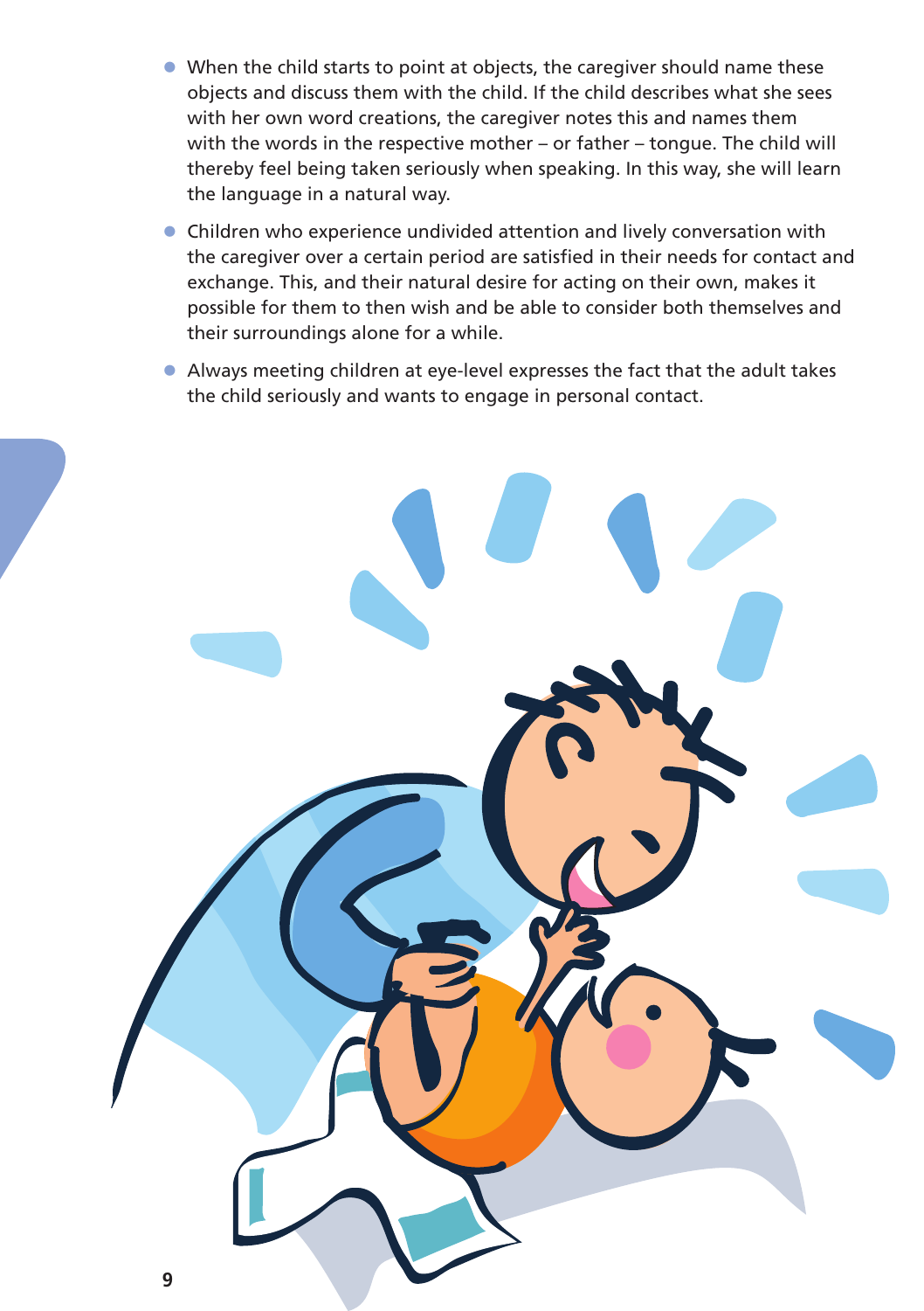- When the child starts to point at objects, the caregiver should name these objects and discuss them with the child. If the child describes what she sees with her own word creations, the caregiver notes this and names them with the words in the respective mother – or father – tongue. The child will thereby feel being taken seriously when speaking. In this way, she will learn the language in a natural way.
- Children who experience undivided attention and lively conversation with the caregiver over a certain period are satisfied in their needs for contact and exchange. This, and their natural desire for acting on their own, makes it possible for them to then wish and be able to consider both themselves and their surroundings alone for a while.
- Always meeting children at eye-level expresses the fact that the adult takes the child seriously and wants to engage in personal contact.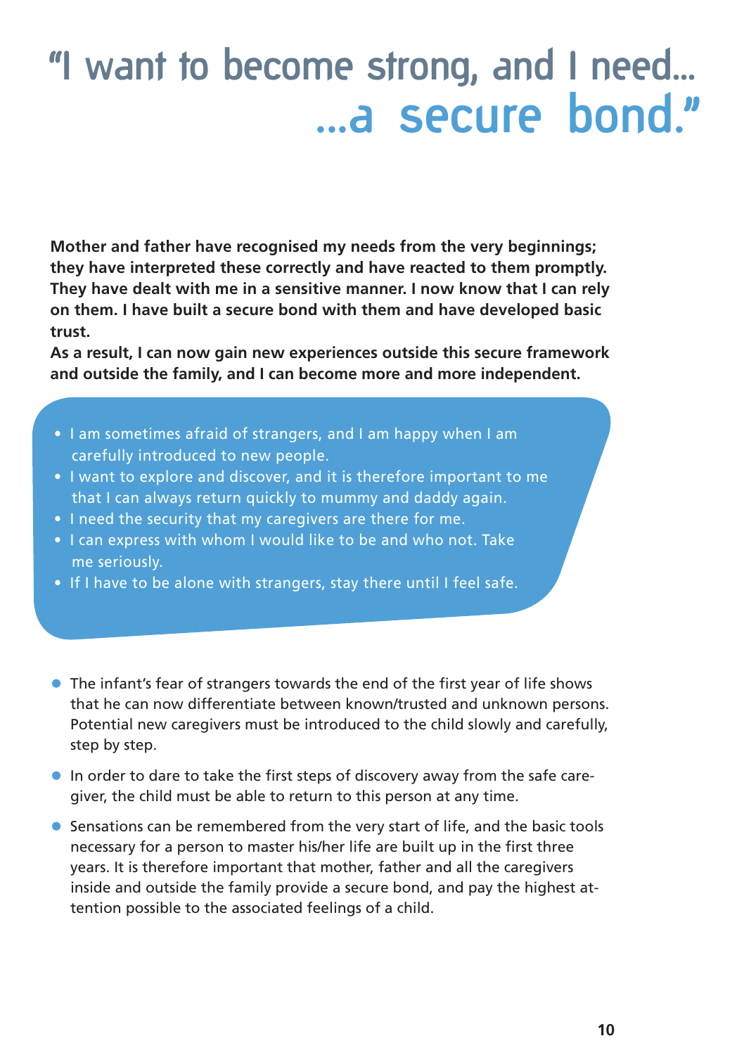# "I want to become strong, and I need... ...a secure bond."

**Mother and father have recognised my needs from the very beginnings; they have interpreted these correctly and have reacted to them promptly. They have dealt with me in a sensitive manner. I now know that I can rely on them. I have built a secure bond with them and have developed basic trust.**
**As a result, I can now gain new experiences outside this secure framework and outside the family, and I can become more and more independent.**

- I am sometimes afraid of strangers, and I am happy when I am carefully introduced to new people.
- I want to explore and discover, and it is therefore important to me that I can always return quickly to mummy and daddy again.
- I need the security that my caregivers are there for me.
- I can express with whom I would like to be and who not. Take me seriously.
- If I have to be alone with strangers, stay there until I feel safe.

- The infant's fear of strangers towards the end of the first year of life shows that he can now differentiate between known/trusted and unknown persons. Potential new caregivers must be introduced to the child slowly and carefully, step by step.
- In order to dare to take the first steps of discovery away from the safe caregiver, the child must be able to return to this person at any time.
- Sensations can be remembered from the very start of life, and the basic tools necessary for a person to master his/her life are built up in the first three years. It is therefore important that mother, father and all the caregivers inside and outside the family provide a secure bond, and pay the highest attention possible to the associated feelings of a child.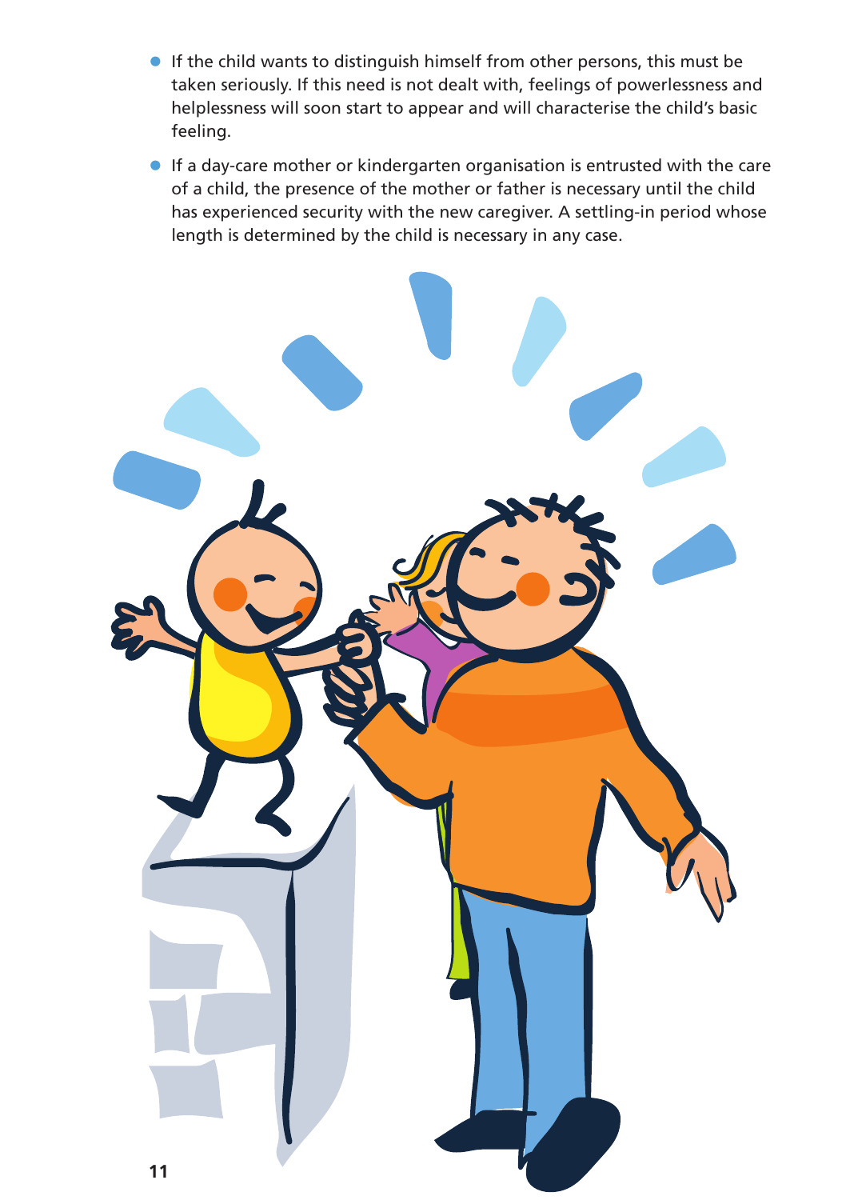- If the child wants to distinguish himself from other persons, this must be taken seriously. If this need is not dealt with, feelings of powerlessness and helplessness will soon start to appear and will characterise the child's basic feeling.
- If a day-care mother or kindergarten organisation is entrusted with the care of a child, the presence of the mother or father is necessary until the child has experienced security with the new caregiver. A settling-in period whose length is determined by the child is necessary in any case.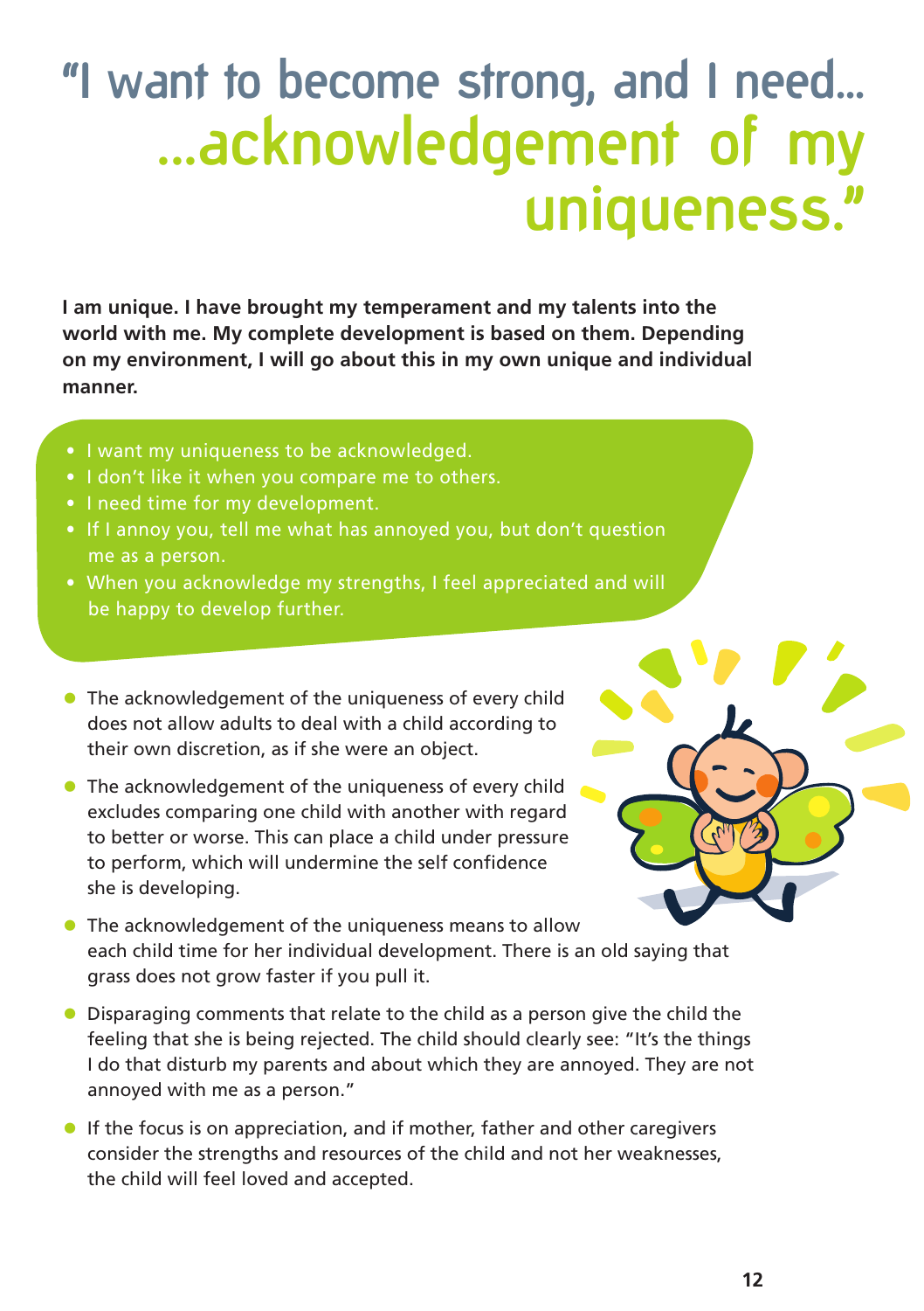# "I want to become strong, and I need... ...acknowledgement of my uniqueness."

**I am unique. I have brought my temperament and my talents into the world with me. My complete development is based on them. Depending on my environment, I will go about this in my own unique and individual manner.**

- I want my uniqueness to be acknowledged.
- I don't like it when you compare me to others.
- I need time for my development.
- If I annoy you, tell me what has annoyed you, but don't question me as a person.
- When you acknowledge my strengths, I feel appreciated and will be happy to develop further.

- The acknowledgement of the uniqueness of every child does not allow adults to deal with a child according to their own discretion, as if she were an object.
- The acknowledgement of the uniqueness of every child excludes comparing one child with another with regard to better or worse. This can place a child under pressure to perform, which will undermine the self confidence she is developing.
- The acknowledgement of the uniqueness means to allow each child time for her individual development. There is an old saying that grass does not grow faster if you pull it.
- Disparaging comments that relate to the child as a person give the child the feeling that she is being rejected. The child should clearly see: "It's the things I do that disturb my parents and about which they are annoyed. They are not annoyed with me as a person."
- If the focus is on appreciation, and if mother, father and other caregivers consider the strengths and resources of the child and not her weaknesses, the child will feel loved and accepted.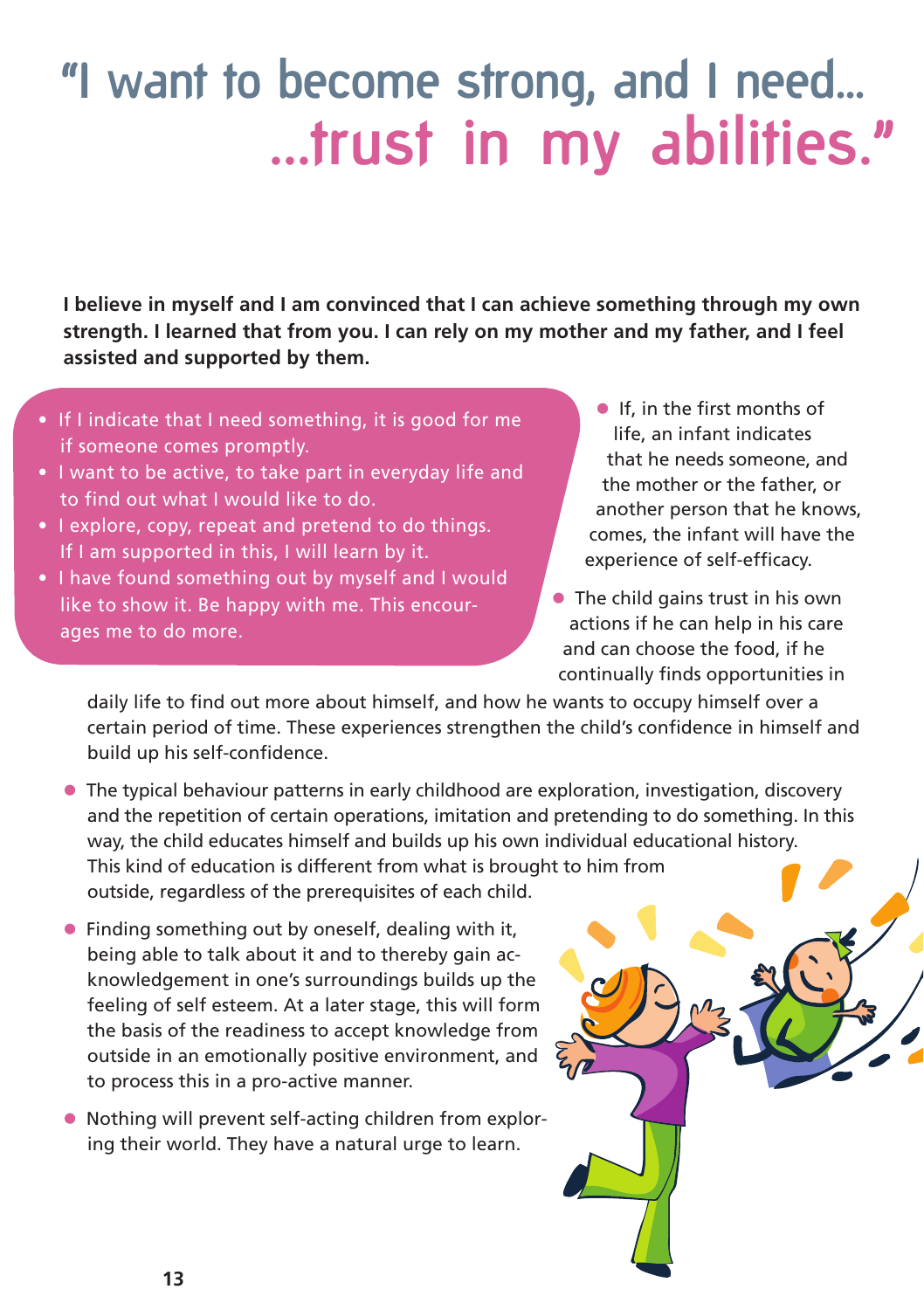# "I want to become strong, and I need... ...trust in my abilities."

**I believe in myself and I am convinced that I can achieve something through my own strength. I learned that from you. I can rely on my mother and my father, and I feel assisted and supported by them.**

- If I indicate that I need something, it is good for me if someone comes promptly.
- I want to be active, to take part in everyday life and to find out what I would like to do.
- I explore, copy, repeat and pretend to do things. If I am supported in this, I will learn by it.
- I have found something out by myself and I would like to show it. Be happy with me. This encourages me to do more.

- If, in the first months of life, an infant indicates that he needs someone, and the mother or the father, or another person that he knows, comes, the infant will have the experience of self-efficacy.
- The child gains trust in his own actions if he can help in his care and can choose the food, if he continually finds opportunities in daily life to find out more about himself, and how he wants to occupy himself over a certain period of time. These experiences strengthen the child's confidence in himself and build up his self-confidence.
- The typical behaviour patterns in early childhood are exploration, investigation, discovery and the repetition of certain operations, imitation and pretending to do something. In this way, the child educates himself and builds up his own individual educational history. This kind of education is different from what is brought to him from outside, regardless of the prerequisites of each child.
- Finding something out by oneself, dealing with it, being able to talk about it and to thereby gain acknowledgement in one's surroundings builds up the feeling of self esteem. At a later stage, this will form the basis of the readiness to accept knowledge from outside in an emotionally positive environment, and to process this in a pro-active manner.
- Nothing will prevent self-acting children from exploring their world. They have a natural urge to learn.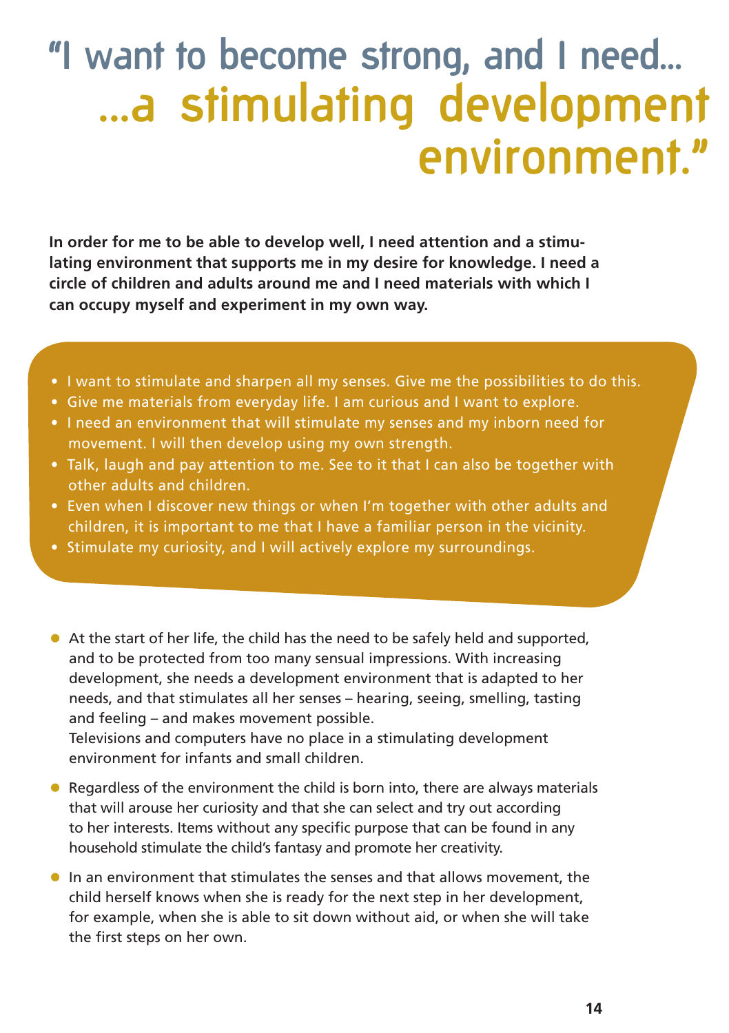# "I want to become strong, and I need... ...a stimulating development environment."

**In order for me to be able to develop well, I need attention and a stimulating environment that supports me in my desire for knowledge. I need a circle of children and adults around me and I need materials with which I can occupy myself and experiment in my own way.**

- I want to stimulate and sharpen all my senses. Give me the possibilities to do this.
- Give me materials from everyday life. I am curious and I want to explore.
- I need an environment that will stimulate my senses and my inborn need for movement. I will then develop using my own strength.
- Talk, laugh and pay attention to me. See to it that I can also be together with other adults and children.
- Even when I discover new things or when I'm together with other adults and children, it is important to me that I have a familiar person in the vicinity.
- Stimulate my curiosity, and I will actively explore my surroundings.

- At the start of her life, the child has the need to be safely held and supported, and to be protected from too many sensual impressions. With increasing development, she needs a development environment that is adapted to her needs, and that stimulates all her senses – hearing, seeing, smelling, tasting and feeling – and makes movement possible.
  Televisions and computers have no place in a stimulating development environment for infants and small children.
- Regardless of the environment the child is born into, there are always materials that will arouse her curiosity and that she can select and try out according to her interests. Items without any specific purpose that can be found in any household stimulate the child's fantasy and promote her creativity.
- In an environment that stimulates the senses and that allows movement, the child herself knows when she is ready for the next step in her development, for example, when she is able to sit down without aid, or when she will take the first steps on her own.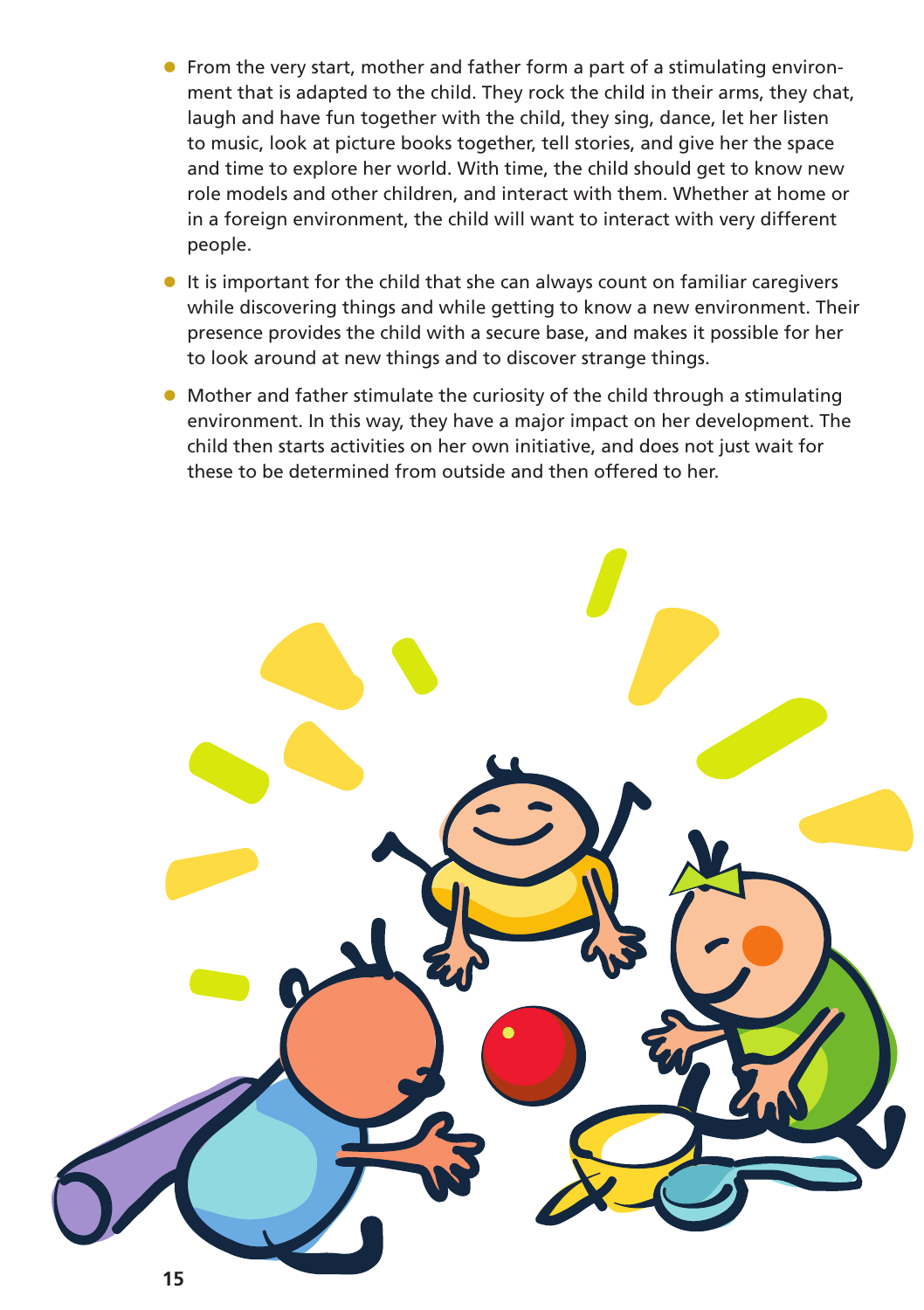- From the very start, mother and father form a part of a stimulating environment that is adapted to the child. They rock the child in their arms, they chat, laugh and have fun together with the child, they sing, dance, let her listen to music, look at picture books together, tell stories, and give her the space and time to explore her world. With time, the child should get to know new role models and other children, and interact with them. Whether at home or in a foreign environment, the child will want to interact with very different people.
- It is important for the child that she can always count on familiar caregivers while discovering things and while getting to know a new environment. Their presence provides the child with a secure base, and makes it possible for her to look around at new things and to discover strange things.
- Mother and father stimulate the curiosity of the child through a stimulating environment. In this way, they have a major impact on her development. The child then starts activities on her own initiative, and does not just wait for these to be determined from outside and then offered to her.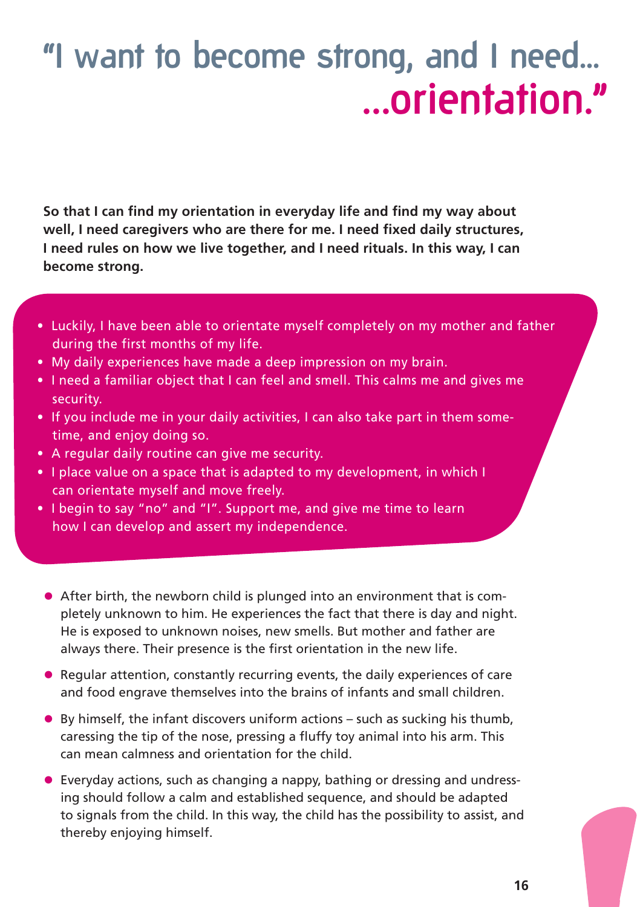# "I want to become strong, and I need... ...orientation."

**So that I can find my orientation in everyday life and find my way about well, I need caregivers who are there for me. I need fixed daily structures, I need rules on how we live together, and I need rituals. In this way, I can become strong.**

- Luckily, I have been able to orientate myself completely on my mother and father during the first months of my life.
- My daily experiences have made a deep impression on my brain.
- I need a familiar object that I can feel and smell. This calms me and gives me security.
- If you include me in your daily activities, I can also take part in them sometime, and enjoy doing so.
- A regular daily routine can give me security.
- I place value on a space that is adapted to my development, in which I can orientate myself and move freely.
- I begin to say "no" and "I". Support me, and give me time to learn how I can develop and assert my independence.

- After birth, the newborn child is plunged into an environment that is completely unknown to him. He experiences the fact that there is day and night. He is exposed to unknown noises, new smells. But mother and father are always there. Their presence is the first orientation in the new life.
- Regular attention, constantly recurring events, the daily experiences of care and food engrave themselves into the brains of infants and small children.
- By himself, the infant discovers uniform actions – such as sucking his thumb, caressing the tip of the nose, pressing a fluffy toy animal into his arm. This can mean calmness and orientation for the child.
- Everyday actions, such as changing a nappy, bathing or dressing and undressing should follow a calm and established sequence, and should be adapted to signals from the child. In this way, the child has the possibility to assist, and thereby enjoying himself.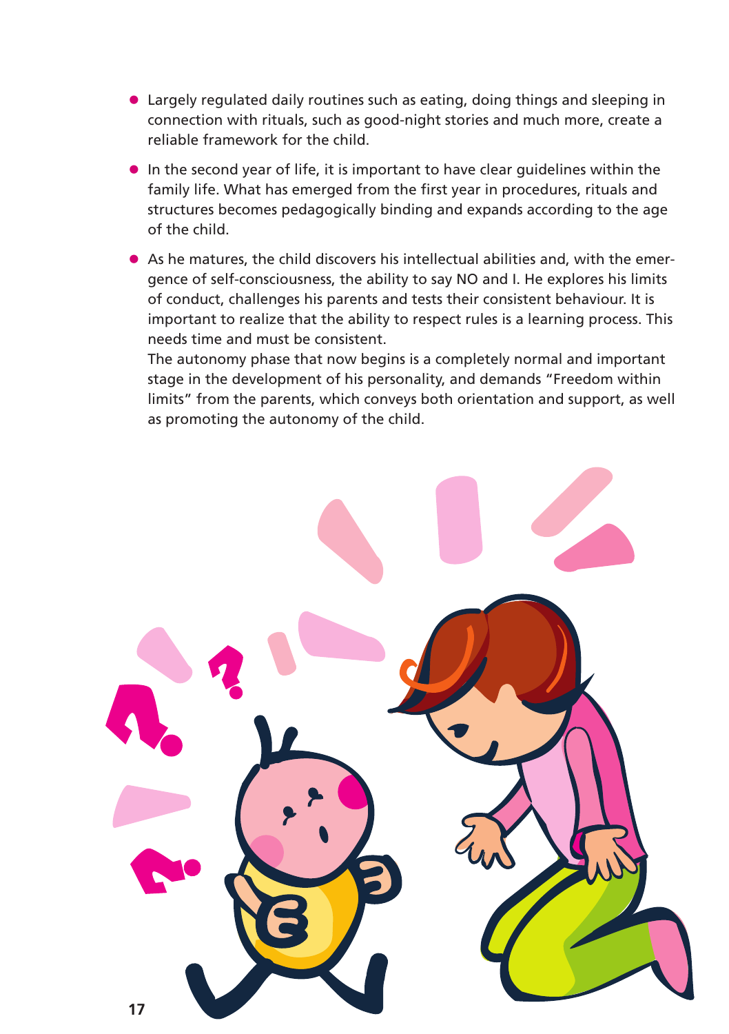- Largely regulated daily routines such as eating, doing things and sleeping in connection with rituals, such as good-night stories and much more, create a reliable framework for the child.
- In the second year of life, it is important to have clear guidelines within the family life. What has emerged from the first year in procedures, rituals and structures becomes pedagogically binding and expands according to the age of the child.
- As he matures, the child discovers his intellectual abilities and, with the emergence of self-consciousness, the ability to say NO and I. He explores his limits of conduct, challenges his parents and tests their consistent behaviour. It is important to realize that the ability to respect rules is a learning process. This needs time and must be consistent.
  The autonomy phase that now begins is a completely normal and important stage in the development of his personality, and demands "Freedom within limits" from the parents, which conveys both orientation and support, as well as promoting the autonomy of the child.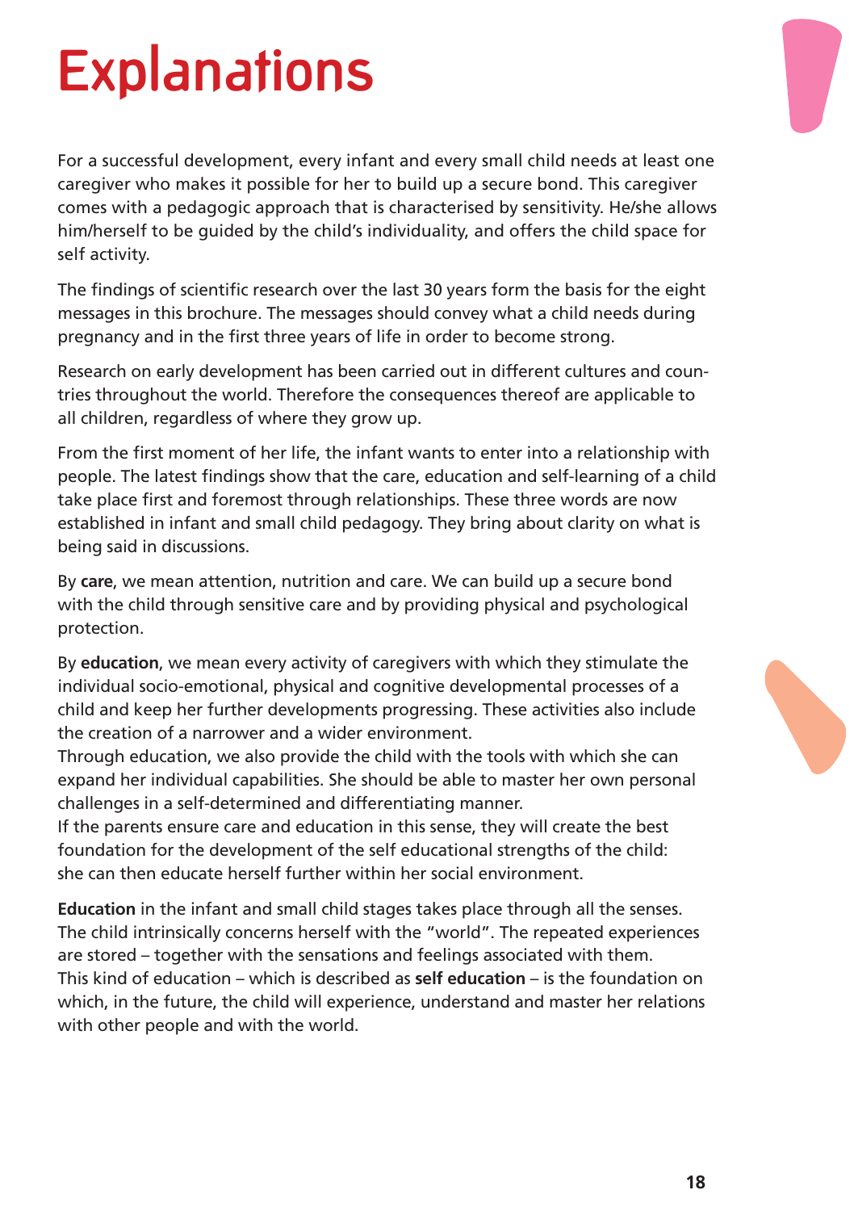# Explanations

For a successful development, every infant and every small child needs at least one caregiver who makes it possible for her to build up a secure bond. This caregiver comes with a pedagogic approach that is characterised by sensitivity. He/she allows him/herself to be guided by the child's individuality, and offers the child space for self activity.

The findings of scientific research over the last 30 years form the basis for the eight messages in this brochure. The messages should convey what a child needs during pregnancy and in the first three years of life in order to become strong.

Research on early development has been carried out in different cultures and countries throughout the world. Therefore the consequences thereof are applicable to all children, regardless of where they grow up.

From the first moment of her life, the infant wants to enter into a relationship with people. The latest findings show that the care, education and self-learning of a child take place first and foremost through relationships. These three words are now established in infant and small child pedagogy. They bring about clarity on what is being said in discussions.

By **care**, we mean attention, nutrition and care. We can build up a secure bond with the child through sensitive care and by providing physical and psychological protection.

By **education**, we mean every activity of caregivers with which they stimulate the individual socio-emotional, physical and cognitive developmental processes of a child and keep her further developments progressing. These activities also include the creation of a narrower and a wider environment.
Through education, we also provide the child with the tools with which she can expand her individual capabilities. She should be able to master her own personal challenges in a self-determined and differentiating manner.
If the parents ensure care and education in this sense, they will create the best foundation for the development of the self educational strengths of the child: she can then educate herself further within her social environment.

**Education** in the infant and small child stages takes place through all the senses. The child intrinsically concerns herself with the "world". The repeated experiences are stored – together with the sensations and feelings associated with them.
This kind of education – which is described as **self education** – is the foundation on which, in the future, the child will experience, understand and master her relations with other people and with the world.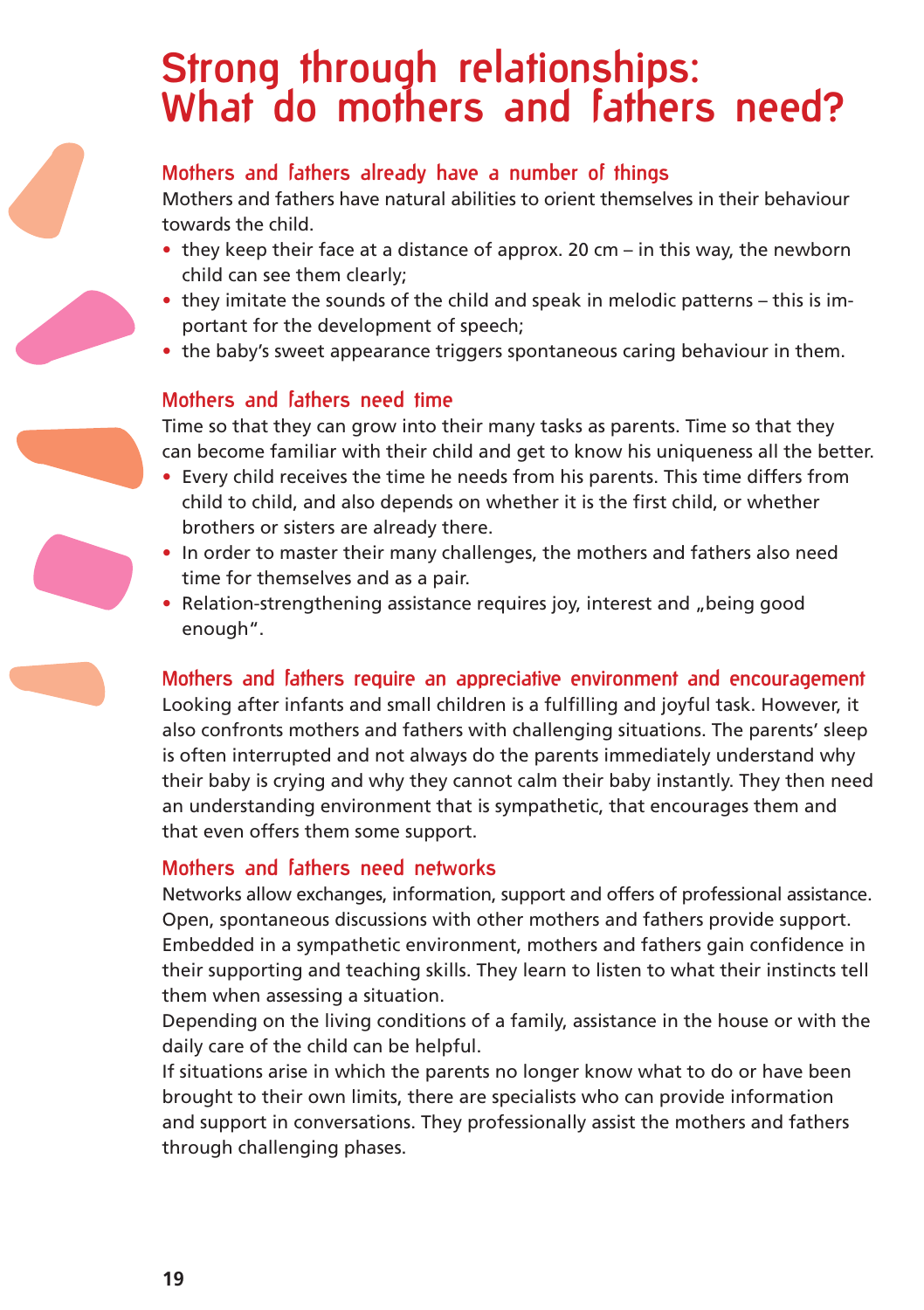# Strong through relationships: What do mothers and fathers need?

## Mothers and fathers already have a number of things

Mothers and fathers have natural abilities to orient themselves in their behaviour towards the child.

- they keep their face at a distance of approx. 20 cm – in this way, the newborn child can see them clearly;
- they imitate the sounds of the child and speak in melodic patterns – this is important for the development of speech;
- the baby's sweet appearance triggers spontaneous caring behaviour in them.

## Mothers and fathers need time

Time so that they can grow into their many tasks as parents. Time so that they can become familiar with their child and get to know his uniqueness all the better.

- Every child receives the time he needs from his parents. This time differs from child to child, and also depends on whether it is the first child, or whether brothers or sisters are already there.
- In order to master their many challenges, the mothers and fathers also need time for themselves and as a pair.
- Relation-strengthening assistance requires joy, interest and „being good enough".

## Mothers and fathers require an appreciative environment and encouragement

Looking after infants and small children is a fulfilling and joyful task. However, it also confronts mothers and fathers with challenging situations. The parents' sleep is often interrupted and not always do the parents immediately understand why their baby is crying and why they cannot calm their baby instantly. They then need an understanding environment that is sympathetic, that encourages them and that even offers them some support.

## Mothers and fathers need networks

Networks allow exchanges, information, support and offers of professional assistance. Open, spontaneous discussions with other mothers and fathers provide support. Embedded in a sympathetic environment, mothers and fathers gain confidence in their supporting and teaching skills. They learn to listen to what their instincts tell them when assessing a situation.

Depending on the living conditions of a family, assistance in the house or with the daily care of the child can be helpful.

If situations arise in which the parents no longer know what to do or have been brought to their own limits, there are specialists who can provide information and support in conversations. They professionally assist the mothers and fathers through challenging phases.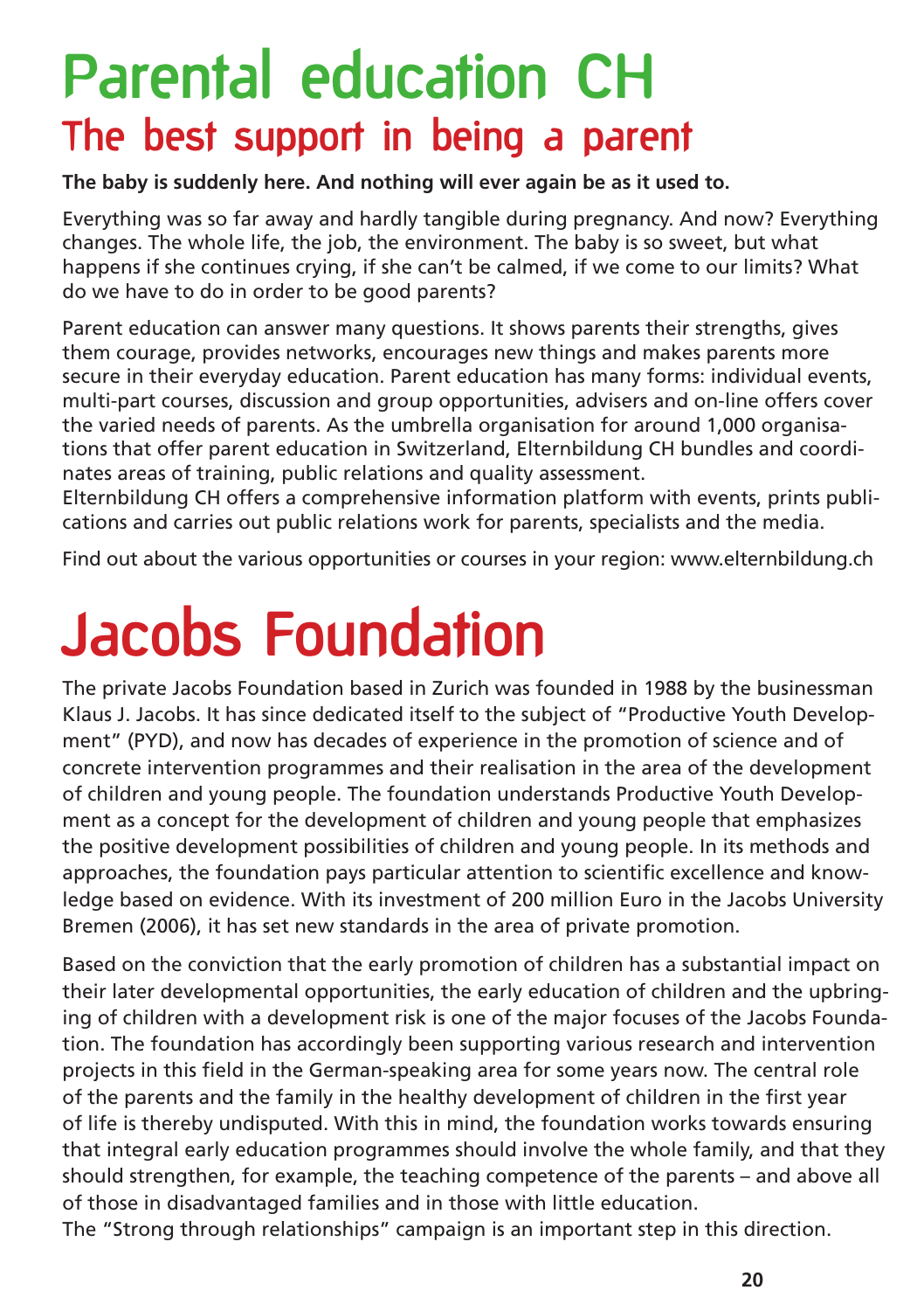# Parental education CH

## The best support in being a parent

**The baby is suddenly here. And nothing will ever again be as it used to.**

Everything was so far away and hardly tangible during pregnancy. And now? Everything changes. The whole life, the job, the environment. The baby is so sweet, but what happens if she continues crying, if she can't be calmed, if we come to our limits? What do we have to do in order to be good parents?

Parent education can answer many questions. It shows parents their strengths, gives them courage, provides networks, encourages new things and makes parents more secure in their everyday education. Parent education has many forms: individual events, multi-part courses, discussion and group opportunities, advisers and on-line offers cover the varied needs of parents. As the umbrella organisation for around 1,000 organisations that offer parent education in Switzerland, Elternbildung CH bundles and coordinates areas of training, public relations and quality assessment.
Elternbildung CH offers a comprehensive information platform with events, prints publications and carries out public relations work for parents, specialists and the media.

Find out about the various opportunities or courses in your region: www.elternbildung.ch

# Jacobs Foundation

The private Jacobs Foundation based in Zurich was founded in 1988 by the businessman Klaus J. Jacobs. It has since dedicated itself to the subject of "Productive Youth Development" (PYD), and now has decades of experience in the promotion of science and of concrete intervention programmes and their realisation in the area of the development of children and young people. The foundation understands Productive Youth Development as a concept for the development of children and young people that emphasizes the positive development possibilities of children and young people. In its methods and approaches, the foundation pays particular attention to scientific excellence and knowledge based on evidence. With its investment of 200 million Euro in the Jacobs University Bremen (2006), it has set new standards in the area of private promotion.

Based on the conviction that the early promotion of children has a substantial impact on their later developmental opportunities, the early education of children and the upbringing of children with a development risk is one of the major focuses of the Jacobs Foundation. The foundation has accordingly been supporting various research and intervention projects in this field in the German-speaking area for some years now. The central role of the parents and the family in the healthy development of children in the first year of life is thereby undisputed. With this in mind, the foundation works towards ensuring that integral early education programmes should involve the whole family, and that they should strengthen, for example, the teaching competence of the parents – and above all of those in disadvantaged families and in those with little education.
The "Strong through relationships" campaign is an important step in this direction.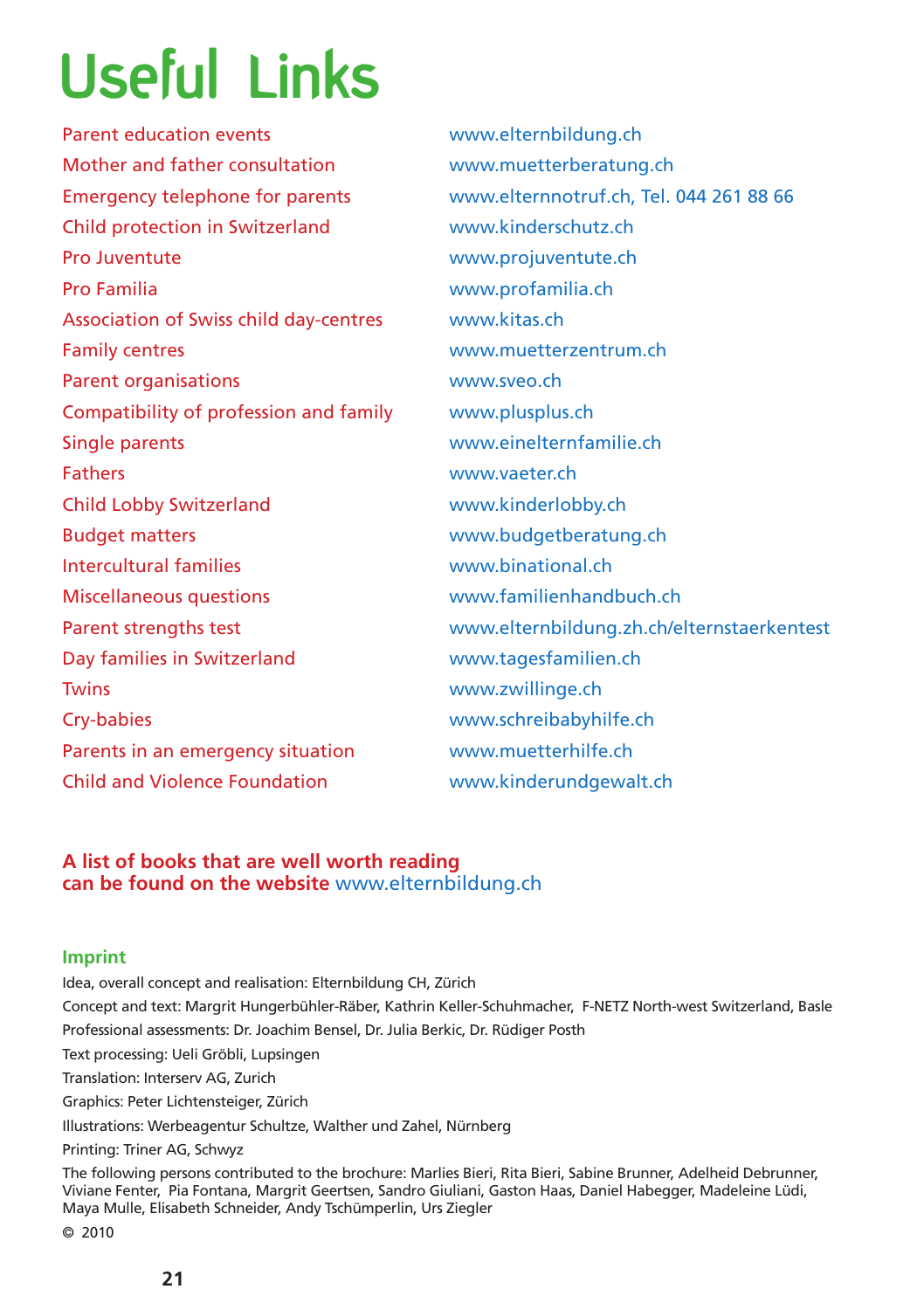# Useful Links

| | |
|---|---|
| Parent education events | www.elternbildung.ch |
| Mother and father consultation | www.muetterberatung.ch |
| Emergency telephone for parents | www.elternnotruf.ch, Tel. 044 261 88 66 |
| Child protection in Switzerland | www.kinderschutz.ch |
| Pro Juventute | www.projuventute.ch |
| Pro Familia | www.profamilia.ch |
| Association of Swiss child day-centres | www.kitas.ch |
| Family centres | www.muetterzentrum.ch |
| Parent organisations | www.sveo.ch |
| Compatibility of profession and family | www.plusplus.ch |
| Single parents | www.einelternfamilie.ch |
| Fathers | www.vaeter.ch |
| Child Lobby Switzerland | www.kinderlobby.ch |
| Budget matters | www.budgetberatung.ch |
| Intercultural families | www.binational.ch |
| Miscellaneous questions | www.familienhandbuch.ch |
| Parent strengths test | www.elternbildung.zh.ch/elternstaerkentest |
| Day families in Switzerland | www.tagesfamilien.ch |
| Twins | www.zwillinge.ch |
| Cry-babies | www.schreibabyhilfe.ch |
| Parents in an emergency situation | www.muetterhilfe.ch |
| Child and Violence Foundation | www.kinderundgewalt.ch |

**A list of books that are well worth reading can be found on the website** www.elternbildung.ch

## Imprint

Idea, overall concept and realisation: Elternbildung CH, Zürich

Concept and text: Margrit Hungerbühler-Räber, Kathrin Keller-Schuhmacher, F-NETZ North-west Switzerland, Basle

Professional assessments: Dr. Joachim Bensel, Dr. Julia Berkic, Dr. Rüdiger Posth

Text processing: Ueli Gröbli, Lupsingen

Translation: Interserv AG, Zurich

Graphics: Peter Lichtensteiger, Zürich

Illustrations: Werbeagentur Schultze, Walther und Zahel, Nürnberg

Printing: Triner AG, Schwyz

The following persons contributed to the brochure: Marlies Bieri, Rita Bieri, Sabine Brunner, Adelheid Debrunner, Viviane Fenter, Pia Fontana, Margrit Geertsen, Sandro Giuliani, Gaston Haas, Daniel Habegger, Madeleine Lüdi, Maya Mulle, Elisabeth Schneider, Andy Tschümperlin, Urs Ziegler

© 2010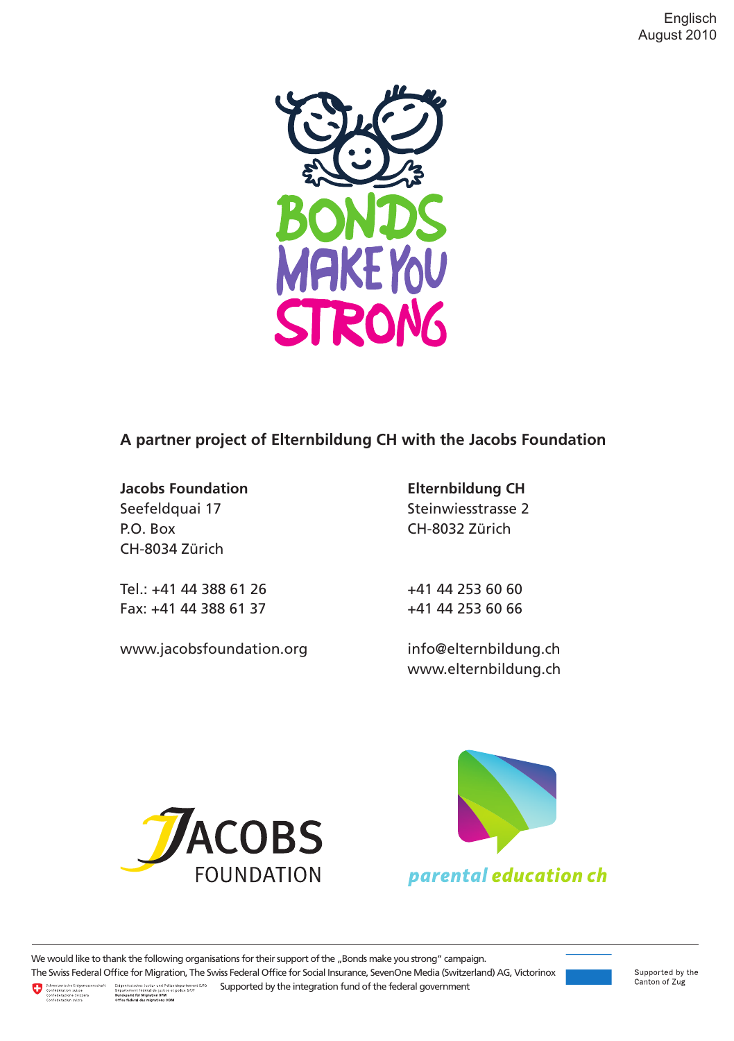Englisch
August 2010

BONDS MAKE YOU STRONG

**A partner project of Elternbildung CH with the Jacobs Foundation**

**Jacobs Foundation**
Seefeldquai 17
P.O. Box
CH-8034 Zürich

Tel.: +41 44 388 61 26
Fax: +41 44 388 61 37

www.jacobsfoundation.org

**Elternbildung CH**
Steinwiesstrasse 2
CH-8032 Zürich

+41 44 253 60 60
+41 44 253 60 66

info@elternbildung.ch
www.elternbildung.ch

JACOBS FOUNDATION

parental education ch

We would like to thank the following organisations for their support of the „Bonds make you strong" campaign.
The Swiss Federal Office for Migration, The Swiss Federal Office for Social Insurance, SevenOne Media (Switzerland) AG, Victorinox

Supported by the integration fund of the federal government

Supported by the Canton of Zug